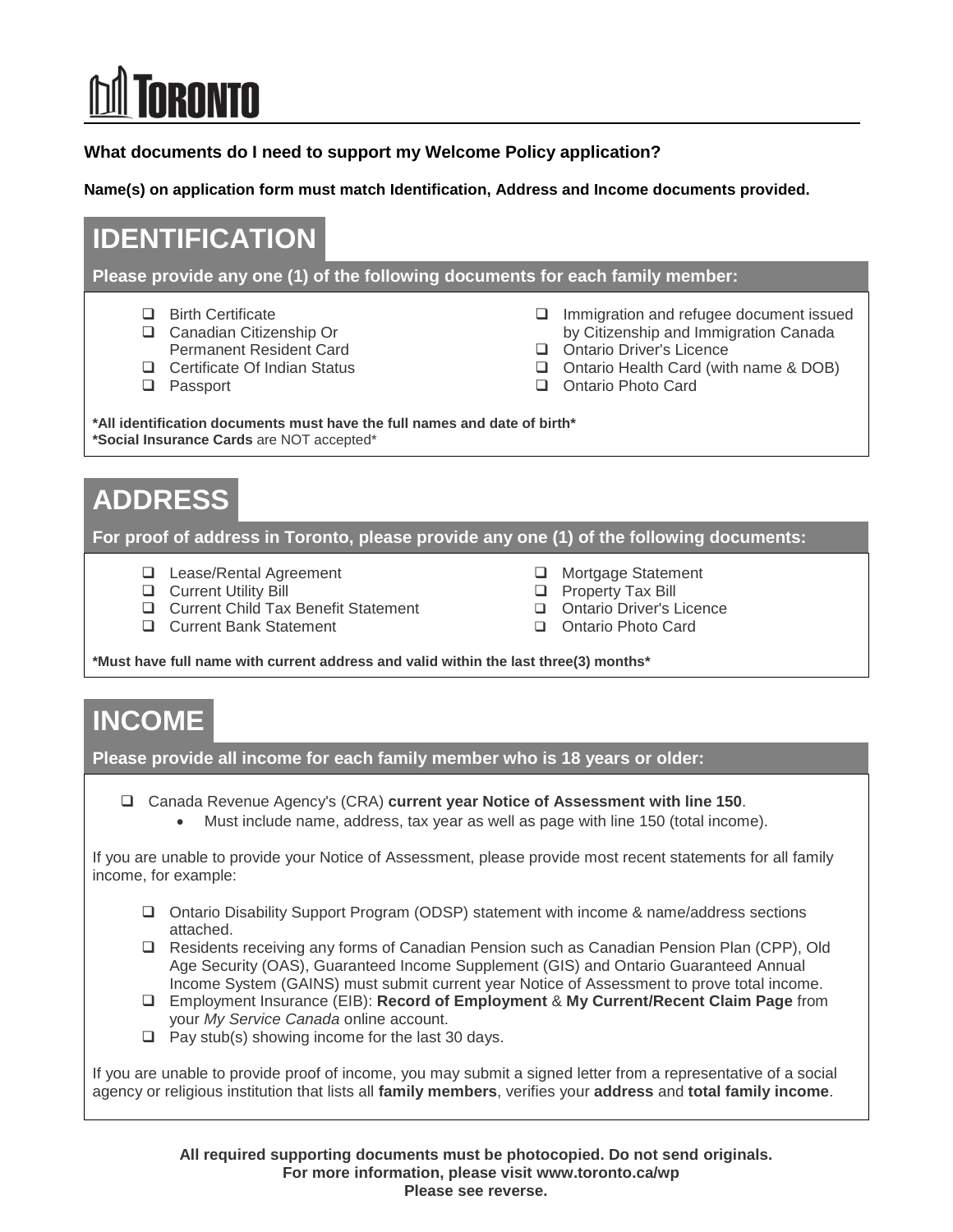# TORONTO

**What documents do I need to support my Welcome Policy application?**

**Name(s) on application form must match Identification, Address and Income documents provided.**

## IDENTIFICATION

**Please provide any one (1) of the following documents for each family member:**

- ❑ Birth Certificate
- ❑ Canadian Citizenship Or Permanent Resident Card
- ❑ Certificate Of Indian Status
- ❑ Passport
- ❑ Immigration and refugee document issued by Citizenship and Immigration Canada
- ❑ Ontario Driver's Licence
- ❑ Ontario Health Card (with name & DOB)
- ❑ Ontario Photo Card

***All identification documents must have the full names and date of birth***
***Social Insurance Cards** are NOT accepted*

## ADDRESS

**For proof of address in Toronto, please provide any one (1) of the following documents:**

- ❑ Lease/Rental Agreement
- ❑ Current Utility Bill
- ❑ Current Child Tax Benefit Statement
- ❑ Current Bank Statement
- ❑ Mortgage Statement
- ❑ Property Tax Bill
- ❑ Ontario Driver's Licence
- ❑ Ontario Photo Card

***Must have full name with current address and valid within the last three(3) months***

## INCOME

**Please provide all income for each family member who is 18 years or older:**

- ❑ Canada Revenue Agency's (CRA) **current year Notice of Assessment with line 150**.
  - Must include name, address, tax year as well as page with line 150 (total income).

If you are unable to provide your Notice of Assessment, please provide most recent statements for all family income, for example:

- ❑ Ontario Disability Support Program (ODSP) statement with income & name/address sections attached.
- ❑ Residents receiving any forms of Canadian Pension such as Canadian Pension Plan (CPP), Old Age Security (OAS), Guaranteed Income Supplement (GIS) and Ontario Guaranteed Annual Income System (GAINS) must submit current year Notice of Assessment to prove total income.
- ❑ Employment Insurance (EIB): **Record of Employment** & **My Current/Recent Claim Page** from your *My Service Canada* online account.
- ❑ Pay stub(s) showing income for the last 30 days.

If you are unable to provide proof of income, you may submit a signed letter from a representative of a social agency or religious institution that lists all **family members**, verifies your **address** and **total family income**.

**All required supporting documents must be photocopied. Do not send originals.**
**For more information, please visit www.toronto.ca/wp**
**Please see reverse.**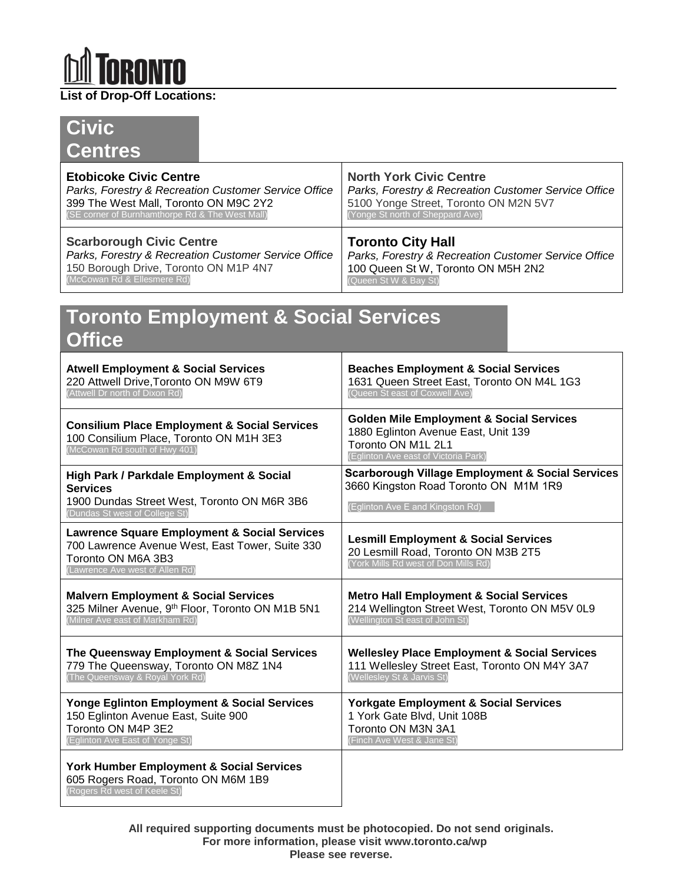TORONTO

**List of Drop-Off Locations:**

## Civic Centres

| | |
|---|---|
| **Etobicoke Civic Centre**<br>*Parks, Forestry & Recreation Customer Service Office*<br>399 The West Mall, Toronto ON M9C 2Y2<br>(SE corner of Burnhamthorpe Rd & The West Mall) | **North York Civic Centre**<br>*Parks, Forestry & Recreation Customer Service Office*<br>5100 Yonge Street, Toronto ON M2N 5V7<br>(Yonge St north of Sheppard Ave) |
| **Scarborough Civic Centre**<br>*Parks, Forestry & Recreation Customer Service Office*<br>150 Borough Drive, Toronto ON M1P 4N7<br>(McCowan Rd & Ellesmere Rd) | **Toronto City Hall**<br>*Parks, Forestry & Recreation Customer Service Office*<br>100 Queen St W, Toronto ON M5H 2N2<br>(Queen St W & Bay St) |

## Toronto Employment & Social Services Office

| | |
|---|---|
| **Atwell Employment & Social Services**<br>220 Attwell Drive,Toronto ON M9W 6T9<br>(Attwell Dr north of Dixon Rd) | **Beaches Employment & Social Services**<br>1631 Queen Street East, Toronto ON M4L 1G3<br>(Queen St east of Coxwell Ave) |
| **Consilium Place Employment & Social Services**<br>100 Consilium Place, Toronto ON M1H 3E3<br>(McCowan Rd south of Hwy 401) | **Golden Mile Employment & Social Services**<br>1880 Eglinton Avenue East, Unit 139<br>Toronto ON M1L 2L1<br>(Eglinton Ave east of Victoria Park) |
| **High Park / Parkdale Employment & Social Services**<br>1900 Dundas Street West, Toronto ON M6R 3B6<br>(Dundas St west of College St) | **Scarborough Village Employment & Social Services**<br>3660 Kingston Road Toronto ON M1M 1R9<br>(Eglinton Ave E and Kingston Rd) |
| **Lawrence Square Employment & Social Services**<br>700 Lawrence Avenue West, East Tower, Suite 330<br>Toronto ON M6A 3B3<br>(Lawrence Ave west of Allen Rd) | **Lesmill Employment & Social Services**<br>20 Lesmill Road, Toronto ON M3B 2T5<br>(York Mills Rd west of Don Mills Rd) |
| **Malvern Employment & Social Services**<br>325 Milner Avenue, 9th Floor, Toronto ON M1B 5N1<br>(Milner Ave east of Markham Rd) | **Metro Hall Employment & Social Services**<br>214 Wellington Street West, Toronto ON M5V 0L9<br>(Wellington St east of John St) |
| **The Queensway Employment & Social Services**<br>779 The Queensway, Toronto ON M8Z 1N4<br>(The Queensway & Royal York Rd) | **Wellesley Place Employment & Social Services**<br>111 Wellesley Street East, Toronto ON M4Y 3A7<br>(Wellesley St & Jarvis St) |
| **Yonge Eglinton Employment & Social Services**<br>150 Eglinton Avenue East, Suite 900<br>Toronto ON M4P 3E2<br>(Eglinton Ave East of Yonge St) | **Yorkgate Employment & Social Services**<br>1 York Gate Blvd, Unit 108B<br>Toronto ON M3N 3A1<br>(Finch Ave West & Jane St) |
| **York Humber Employment & Social Services**<br>605 Rogers Road, Toronto ON M6M 1B9<br>(Rogers Rd west of Keele St) | |

**All required supporting documents must be photocopied. Do not send originals.**
**For more information, please visit www.toronto.ca/wp**
**Please see reverse.**